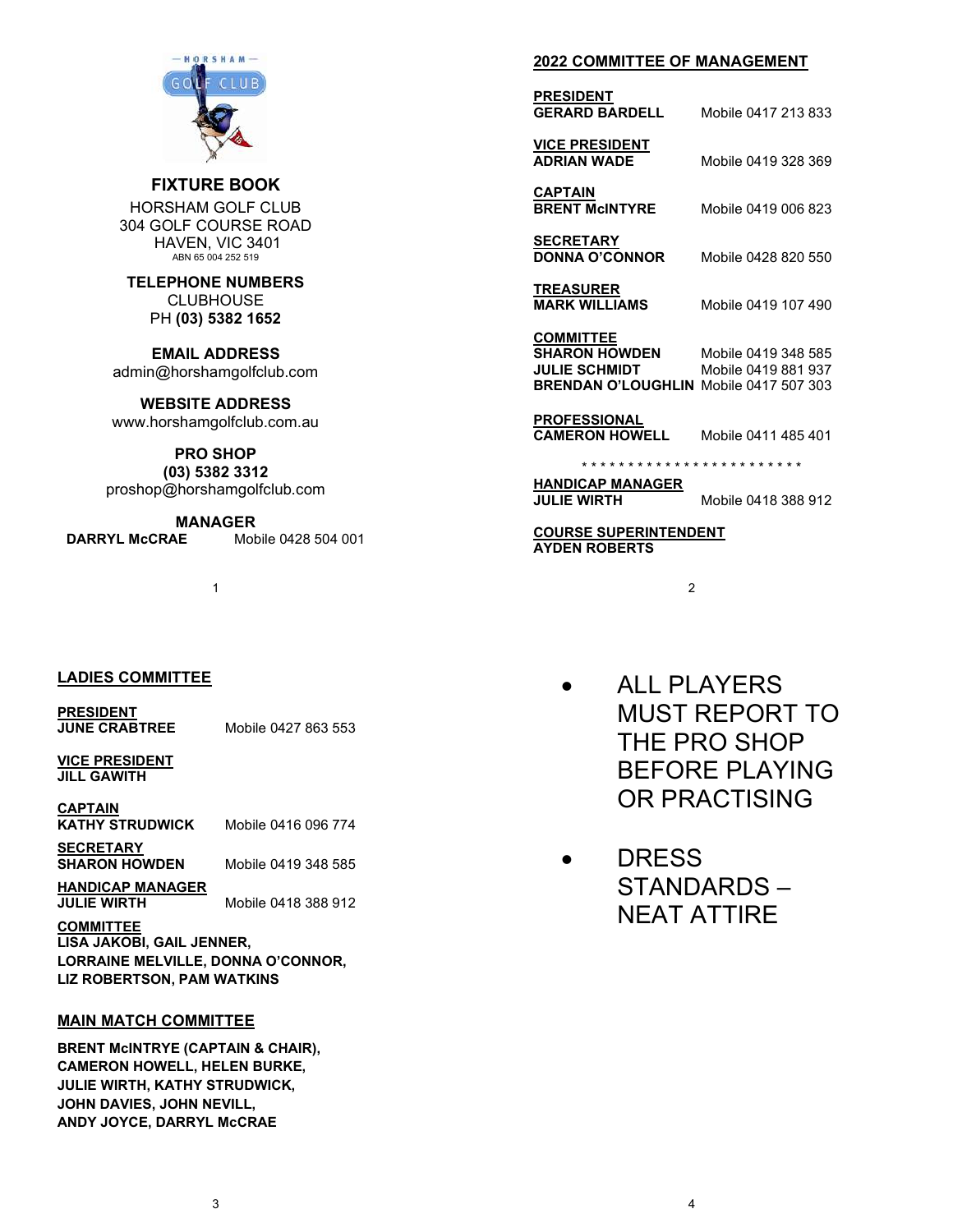**FIXTURE BOOK**

HORSHAM GOLF CLUB
304 GOLF COURSE ROAD
HAVEN, VIC 3401
ABN 65 004 252 519

**TELEPHONE NUMBERS**
CLUBHOUSE
PH **(03) 5382 1652**

**EMAIL ADDRESS**
admin@horshamgolfclub.com

**WEBSITE ADDRESS**
www.horshamgolfclub.com.au

**PRO SHOP**
**(03) 5382 3312**
proshop@horshamgolfclub.com

**MANAGER**
**DARRYL McCRAE** Mobile 0428 504 001

## 2022 COMMITTEE OF MANAGEMENT

**PRESIDENT**
**GERARD BARDELL** Mobile 0417 213 833

**VICE PRESIDENT**
**ADRIAN WADE** Mobile 0419 328 369

**CAPTAIN**
**BRENT McINTYRE** Mobile 0419 006 823

**SECRETARY**
**DONNA O'CONNOR** Mobile 0428 820 550

**TREASURER**
**MARK WILLIAMS** Mobile 0419 107 490

**COMMITTEE**
**SHARON HOWDEN** Mobile 0419 348 585
**JULIE SCHMIDT** Mobile 0419 881 937
**BRENDAN O'LOUGHLIN** Mobile 0417 507 303

**PROFESSIONAL**
**CAMERON HOWELL** Mobile 0411 485 401

* * * * * * * * * * * * * * * * * * * * * * * *

**HANDICAP MANAGER**
**JULIE WIRTH** Mobile 0418 388 912

**COURSE SUPERINTENDENT**
**AYDEN ROBERTS**

## LADIES COMMITTEE

**PRESIDENT**
**JUNE CRABTREE** Mobile 0427 863 553

**VICE PRESIDENT**
**JILL GAWITH**

**CAPTAIN**
**KATHY STRUDWICK** Mobile 0416 096 774

**SECRETARY**
**SHARON HOWDEN** Mobile 0419 348 585

**HANDICAP MANAGER**
**JULIE WIRTH** Mobile 0418 388 912

**COMMITTEE**
**LISA JAKOBI, GAIL JENNER,
LORRAINE MELVILLE, DONNA O'CONNOR,
LIZ ROBERTSON, PAM WATKINS**

## MAIN MATCH COMMITTEE

**BRENT McINTRYE (CAPTAIN & CHAIR),
CAMERON HOWELL, HELEN BURKE,
JULIE WIRTH, KATHY STRUDWICK,
JOHN DAVIES, JOHN NEVILL,
ANDY JOYCE, DARRYL McCRAE**

- ALL PLAYERS MUST REPORT TO THE PRO SHOP BEFORE PLAYING OR PRACTISING
- DRESS STANDARDS – NEAT ATTIRE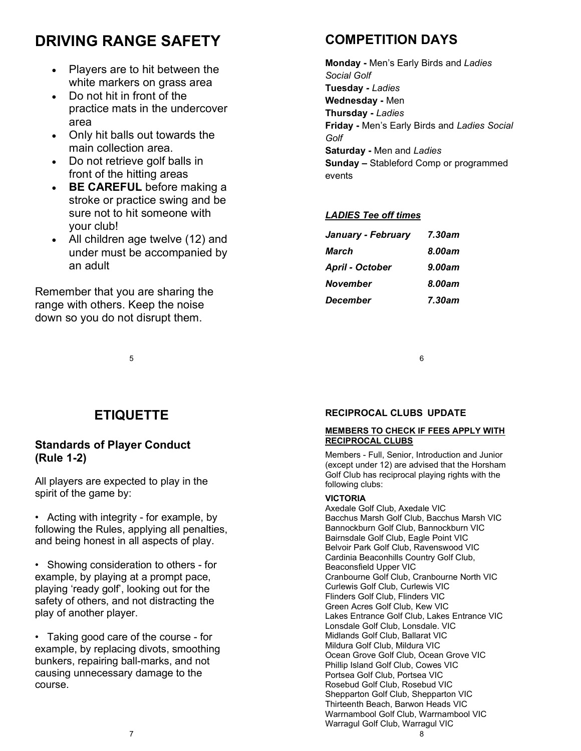# DRIVING RANGE SAFETY

- Players are to hit between the white markers on grass area
- Do not hit in front of the practice mats in the undercover area
- Only hit balls out towards the main collection area.
- Do not retrieve golf balls in front of the hitting areas
- **BE CAREFUL** before making a stroke or practice swing and be sure not to hit someone with your club!
- All children age twelve (12) and under must be accompanied by an adult

Remember that you are sharing the range with others. Keep the noise down so you do not disrupt them.

# COMPETITION DAYS

**Monday -** Men's Early Birds and *Ladies Social Golf*
**Tuesday -** *Ladies*
**Wednesday -** Men
**Thursday -** *Ladies*
**Friday -** Men's Early Birds and *Ladies Social Golf*
**Saturday -** Men and *Ladies*
**Sunday –** Stableford Comp or programmed events

***LADIES Tee off times***

| | |
|---|---|
| ***January - February*** | ***7.30am*** |
| ***March*** | ***8.00am*** |
| ***April - October*** | ***9.00am*** |
| ***November*** | ***8.00am*** |
| ***December*** | ***7.30am*** |

# ETIQUETTE

## Standards of Player Conduct (Rule 1-2)

All players are expected to play in the spirit of the game by:

- Acting with integrity - for example, by following the Rules, applying all penalties, and being honest in all aspects of play.

- Showing consideration to others - for example, by playing at a prompt pace, playing 'ready golf', looking out for the safety of others, and not distracting the play of another player.

- Taking good care of the course - for example, by replacing divots, smoothing bunkers, repairing ball-marks, and not causing unnecessary damage to the course.

### RECIPROCAL CLUBS UPDATE

**MEMBERS TO CHECK IF FEES APPLY WITH RECIPROCAL CLUBS**

Members - Full, Senior, Introduction and Junior (except under 12) are advised that the Horsham Golf Club has reciprocal playing rights with the following clubs:

**VICTORIA**

Axedale Golf Club, Axedale VIC
Bacchus Marsh Golf Club, Bacchus Marsh VIC
Bannockburn Golf Club, Bannockburn VIC
Bairnsdale Golf Club, Eagle Point VIC
Belvoir Park Golf Club, Ravenswood VIC
Cardinia Beaconhills Country Golf Club, Beaconsfield Upper VIC
Cranbourne Golf Club, Cranbourne North VIC
Curlewis Golf Club, Curlewis VIC
Flinders Golf Club, Flinders VIC
Green Acres Golf Club, Kew VIC
Lakes Entrance Golf Club, Lakes Entrance VIC
Lonsdale Golf Club, Lonsdale. VIC
Midlands Golf Club, Ballarat VIC
Mildura Golf Club, Mildura VIC
Ocean Grove Golf Club, Ocean Grove VIC
Phillip Island Golf Club, Cowes VIC
Portsea Golf Club, Portsea VIC
Rosebud Golf Club, Rosebud VIC
Shepparton Golf Club, Shepparton VIC
Thirteenth Beach, Barwon Heads VIC
Warrnambool Golf Club, Warrnambool VIC
Warragul Golf Club, Warragul VIC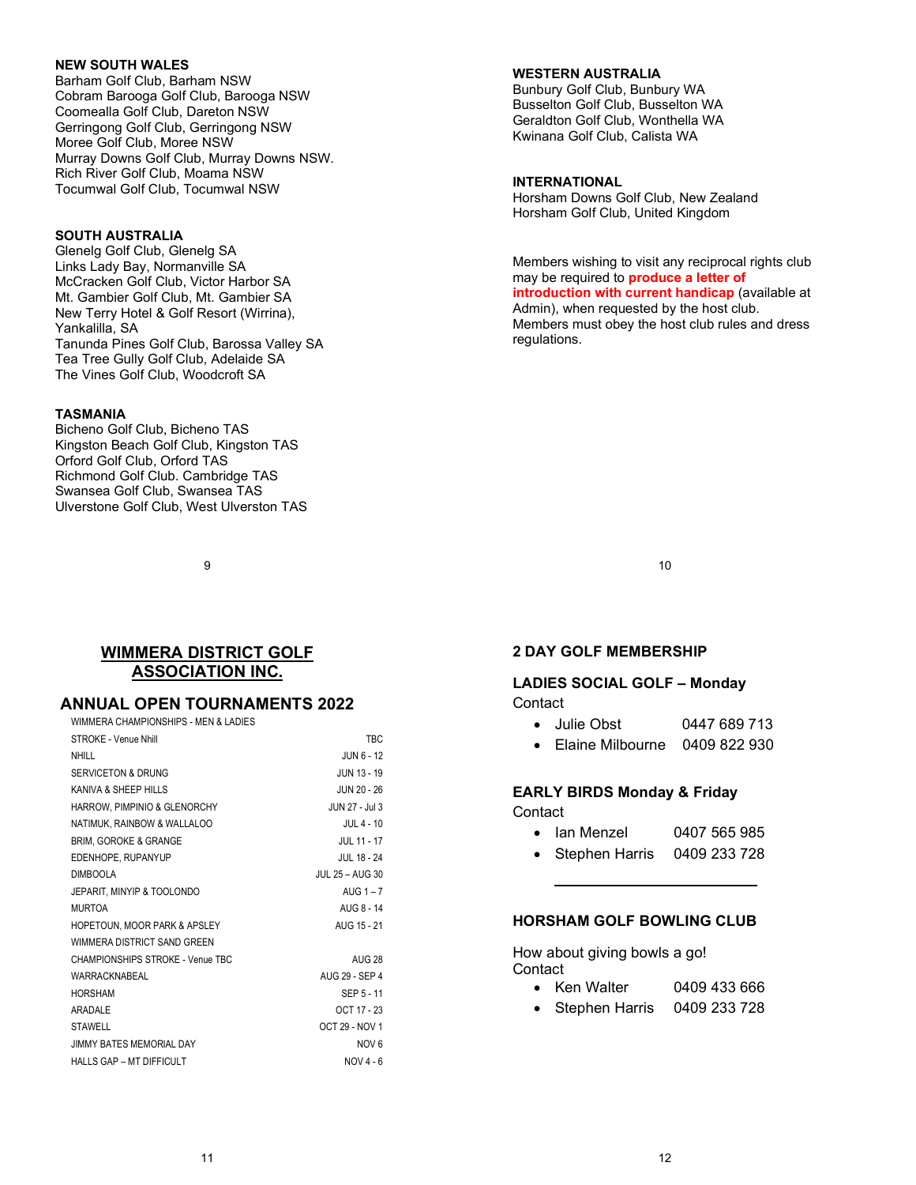**NEW SOUTH WALES**
Barham Golf Club, Barham NSW
Cobram Barooga Golf Club, Barooga NSW
Coomealla Golf Club, Dareton NSW
Gerringong Golf Club, Gerringong NSW
Moree Golf Club, Moree NSW
Murray Downs Golf Club, Murray Downs NSW.
Rich River Golf Club, Moama NSW
Tocumwal Golf Club, Tocumwal NSW

**SOUTH AUSTRALIA**
Glenelg Golf Club, Glenelg SA
Links Lady Bay, Normanville SA
McCracken Golf Club, Victor Harbor SA
Mt. Gambier Golf Club, Mt. Gambier SA
New Terry Hotel & Golf Resort (Wirrina), Yankalilla, SA
Tanunda Pines Golf Club, Barossa Valley SA
Tea Tree Gully Golf Club, Adelaide SA
The Vines Golf Club, Woodcroft SA

**TASMANIA**
Bicheno Golf Club, Bicheno TAS
Kingston Beach Golf Club, Kingston TAS
Orford Golf Club, Orford TAS
Richmond Golf Club. Cambridge TAS
Swansea Golf Club, Swansea TAS
Ulverstone Golf Club, West Ulverston TAS

**WESTERN AUSTRALIA**
Bunbury Golf Club, Bunbury WA
Busselton Golf Club, Busselton WA
Geraldton Golf Club, Wonthella WA
Kwinana Golf Club, Calista WA

**INTERNATIONAL**
Horsham Downs Golf Club, New Zealand
Horsham Golf Club, United Kingdom

Members wishing to visit any reciprocal rights club may be required to **produce a letter of introduction with current handicap** (available at Admin), when requested by the host club. Members must obey the host club rules and dress regulations.

## WIMMERA DISTRICT GOLF ASSOCIATION INC.

## ANNUAL OPEN TOURNAMENTS 2022

| WIMMERA CHAMPIONSHIPS - MEN & LADIES | |
|---|---|
| STROKE - Venue Nhill | TBC |
| NHILL | JUN 6 - 12 |
| SERVICETON & DRUNG | JUN 13 - 19 |
| KANIVA & SHEEP HILLS | JUN 20 - 26 |
| HARROW, PIMPINIO & GLENORCHY | JUN 27 - Jul 3 |
| NATIMUK, RAINBOW & WALLALOO | JUL 4 - 10 |
| BRIM, GOROKE & GRANGE | JUL 11 - 17 |
| EDENHOPE, RUPANYUP | JUL 18 - 24 |
| DIMBOOLA | JUL 25 – AUG 30 |
| JEPARIT, MINYIP & TOOLONDO | AUG 1 – 7 |
| MURTOA | AUG 8 - 14 |
| HOPETOUN, MOOR PARK & APSLEY | AUG 15 - 21 |
| WIMMERA DISTRICT SAND GREEN | |
| CHAMPIONSHIPS STROKE - Venue TBC | AUG 28 |
| WARRACKNABEAL | AUG 29 - SEP 4 |
| HORSHAM | SEP 5 - 11 |
| ARADALE | OCT 17 - 23 |
| STAWELL | OCT 29 - NOV 1 |
| JIMMY BATES MEMORIAL DAY | NOV 6 |
| HALLS GAP – MT DIFFICULT | NOV 4 - 6 |

### 2 DAY GOLF MEMBERSHIP

### LADIES SOCIAL GOLF – Monday

Contact

- Julie Obst 0447 689 713
- Elaine Milbourne 0409 822 930

### EARLY BIRDS Monday & Friday

Contact

- Ian Menzel 0407 565 985
- Stephen Harris 0409 233 728

---

### HORSHAM GOLF BOWLING CLUB

How about giving bowls a go!
Contact

- Ken Walter 0409 433 666
- Stephen Harris 0409 233 728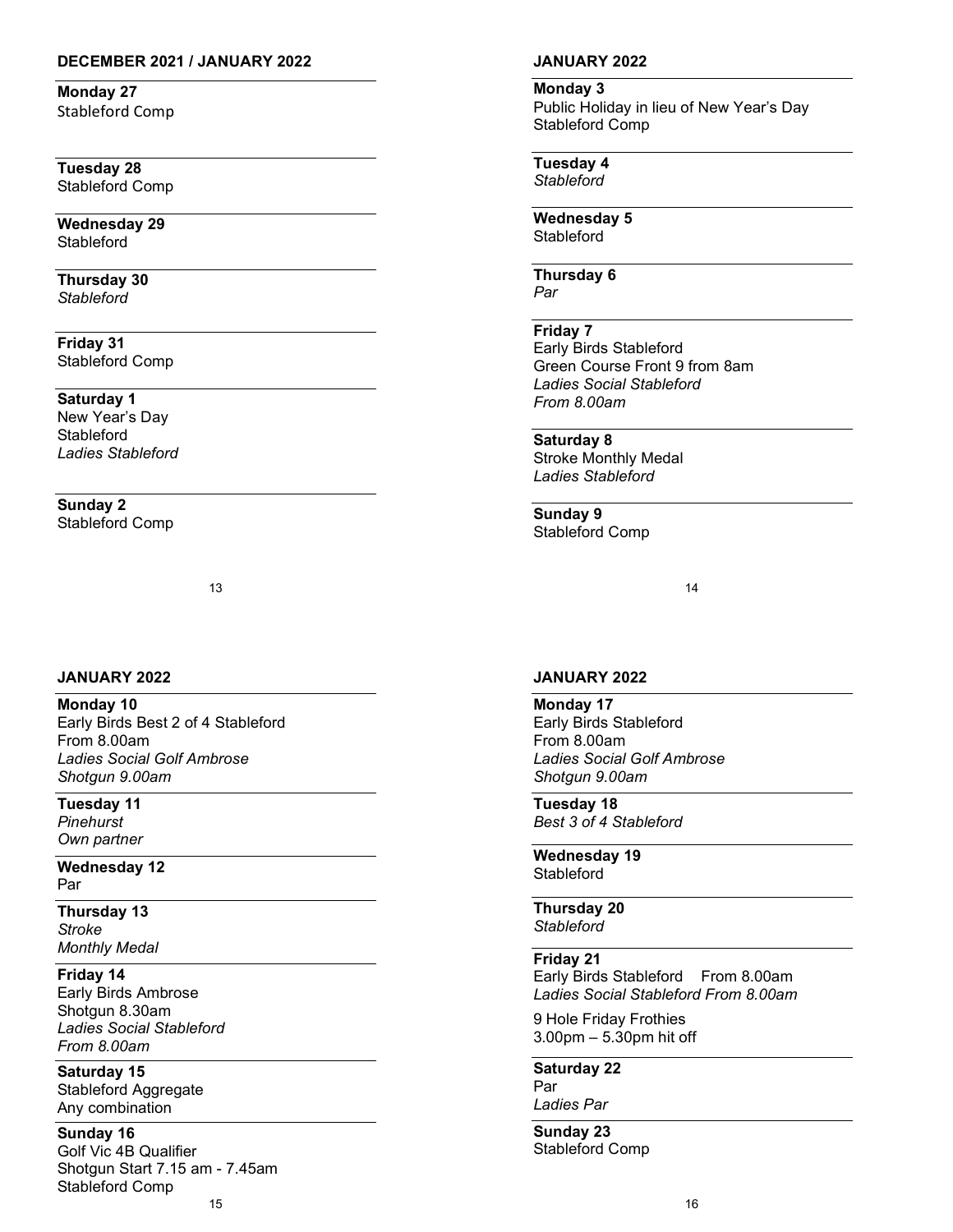## DECEMBER 2021 / JANUARY 2022

**Monday 27**
Stableford Comp

**Tuesday 28**
Stableford Comp

**Wednesday 29**
Stableford

**Thursday 30**
*Stableford*

**Friday 31**
Stableford Comp

**Saturday 1**
New Year's Day
Stableford
*Ladies Stableford*

**Sunday 2**
Stableford Comp

## JANUARY 2022

**Monday 3**
Public Holiday in lieu of New Year's Day
Stableford Comp

**Tuesday 4**
*Stableford*

**Wednesday 5**
Stableford

**Thursday 6**
*Par*

**Friday 7**
Early Birds Stableford
Green Course Front 9 from 8am
*Ladies Social Stableford*
*From 8.00am*

**Saturday 8**
Stroke Monthly Medal
*Ladies Stableford*

**Sunday 9**
Stableford Comp

## JANUARY 2022

**Monday 10**
Early Birds Best 2 of 4 Stableford
From 8.00am
*Ladies Social Golf Ambrose*
*Shotgun 9.00am*

**Tuesday 11**
*Pinehurst*
*Own partner*

**Wednesday 12**
Par

**Thursday 13**
*Stroke*
*Monthly Medal*

**Friday 14**
Early Birds Ambrose
Shotgun 8.30am
*Ladies Social Stableford*
*From 8.00am*

**Saturday 15**
Stableford Aggregate
Any combination

**Sunday 16**
Golf Vic 4B Qualifier
Shotgun Start 7.15 am - 7.45am
Stableford Comp

## JANUARY 2022

**Monday 17**
Early Birds Stableford
From 8.00am
*Ladies Social Golf Ambrose*
*Shotgun 9.00am*

**Tuesday 18**
*Best 3 of 4 Stableford*

**Wednesday 19**
Stableford

**Thursday 20**
*Stableford*

**Friday 21**
Early Birds Stableford From 8.00am
*Ladies Social Stableford From 8.00am*

9 Hole Friday Frothies
3.00pm – 5.30pm hit off

**Saturday 22**
Par
*Ladies Par*

**Sunday 23**
Stableford Comp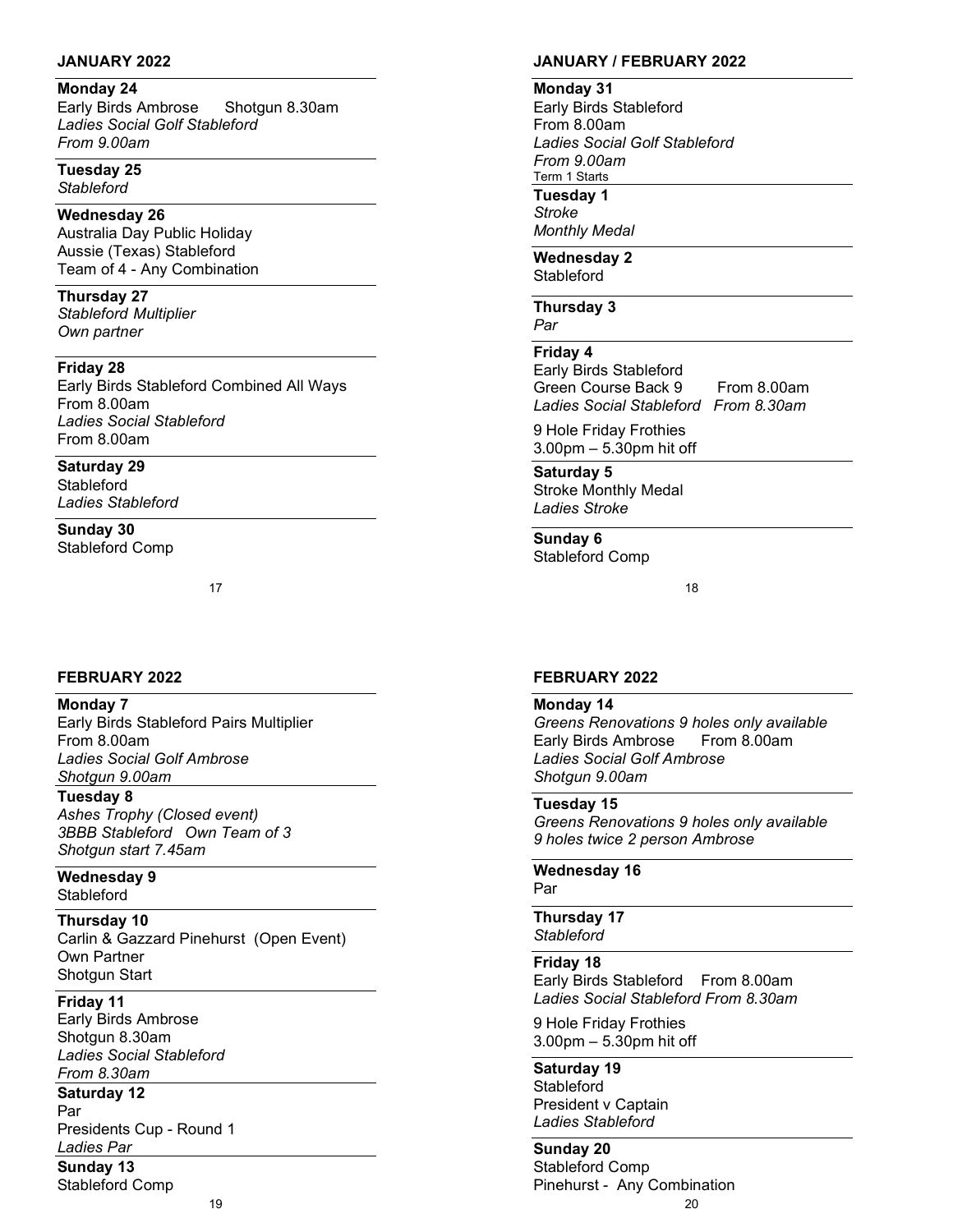## JANUARY 2022

**Monday 24**
Early Birds Ambrose Shotgun 8.30am
*Ladies Social Golf Stableford*
*From 9.00am*

**Tuesday 25**
*Stableford*

**Wednesday 26**
Australia Day Public Holiday
Aussie (Texas) Stableford
Team of 4 - Any Combination

**Thursday 27**
*Stableford Multiplier*
*Own partner*

**Friday 28**
Early Birds Stableford Combined All Ways
From 8.00am
*Ladies Social Stableford*
From 8.00am

**Saturday 29**
Stableford
*Ladies Stableford*

**Sunday 30**
Stableford Comp

## JANUARY / FEBRUARY 2022

**Monday 31**
Early Birds Stableford
From 8.00am
*Ladies Social Golf Stableford*
*From 9.00am*
Term 1 Starts

**Tuesday 1**
*Stroke*
*Monthly Medal*

**Wednesday 2**
Stableford

**Thursday 3**
*Par*

**Friday 4**
Early Birds Stableford
Green Course Back 9 From 8.00am
*Ladies Social Stableford From 8.30am*

9 Hole Friday Frothies
3.00pm – 5.30pm hit off

**Saturday 5**
Stroke Monthly Medal
*Ladies Stroke*

**Sunday 6**
Stableford Comp

## FEBRUARY 2022

**Monday 7**
Early Birds Stableford Pairs Multiplier
From 8.00am
*Ladies Social Golf Ambrose*
*Shotgun 9.00am*

**Tuesday 8**
*Ashes Trophy (Closed event)*
*3BBB Stableford Own Team of 3*
*Shotgun start 7.45am*

**Wednesday 9**
Stableford

**Thursday 10**
Carlin & Gazzard Pinehurst (Open Event)
Own Partner
Shotgun Start

**Friday 11**
Early Birds Ambrose
Shotgun 8.30am
*Ladies Social Stableford*
*From 8.30am*

**Saturday 12**
Par
Presidents Cup - Round 1
*Ladies Par*

**Sunday 13**
Stableford Comp

## FEBRUARY 2022

**Monday 14**
*Greens Renovations 9 holes only available*
Early Birds Ambrose From 8.00am
*Ladies Social Golf Ambrose*
*Shotgun 9.00am*

**Tuesday 15**
*Greens Renovations 9 holes only available*
*9 holes twice 2 person Ambrose*

**Wednesday 16**
Par

**Thursday 17**
*Stableford*

**Friday 18**
Early Birds Stableford From 8.00am
*Ladies Social Stableford From 8.30am*

9 Hole Friday Frothies
3.00pm – 5.30pm hit off

**Saturday 19**
Stableford
President v Captain
*Ladies Stableford*

**Sunday 20**
Stableford Comp
Pinehurst - Any Combination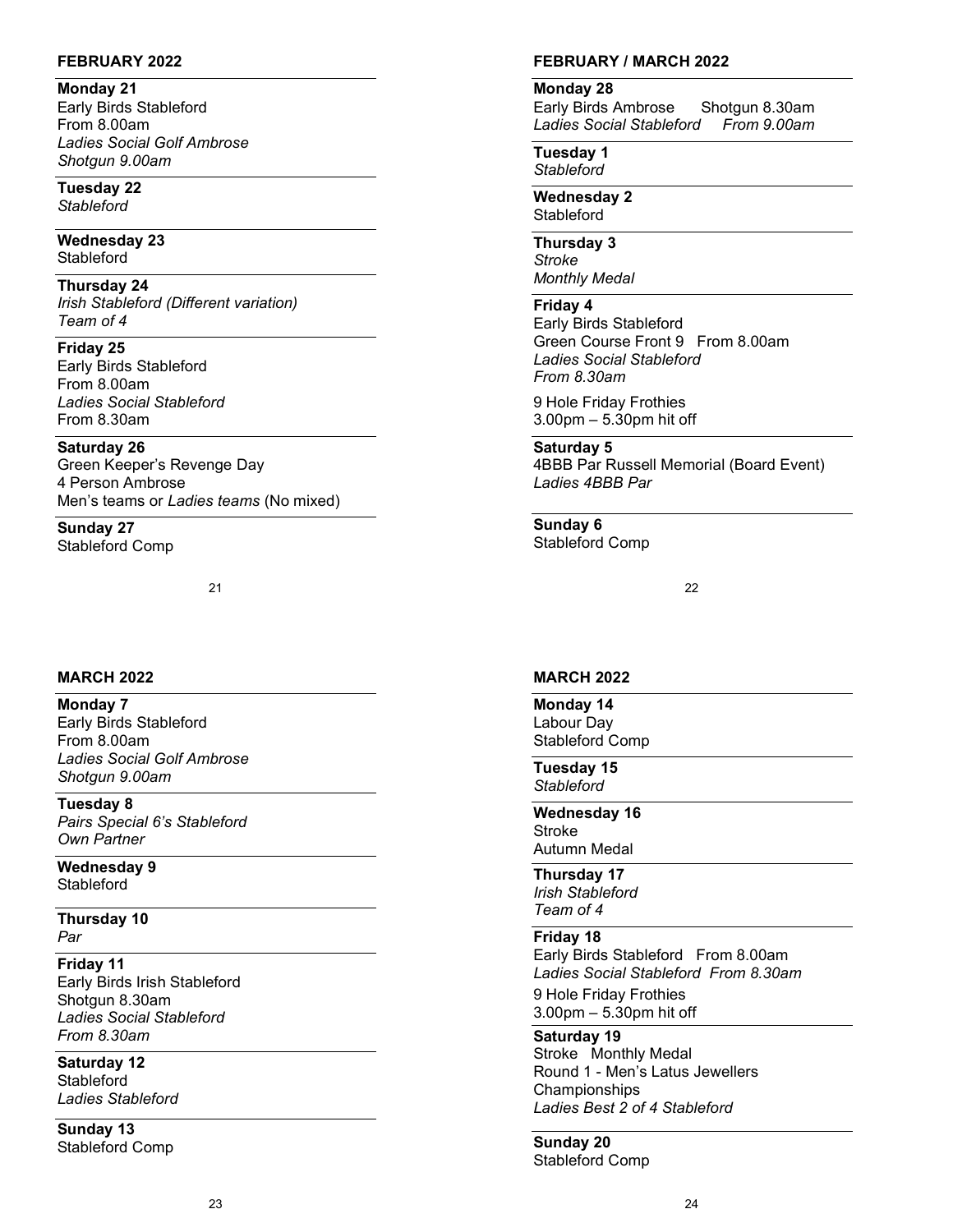## FEBRUARY 2022

**Monday 21**
Early Birds Stableford
From 8.00am
*Ladies Social Golf Ambrose*
*Shotgun 9.00am*

**Tuesday 22**
*Stableford*

**Wednesday 23**
Stableford

**Thursday 24**
*Irish Stableford (Different variation)*
*Team of 4*

**Friday 25**
Early Birds Stableford
From 8.00am
*Ladies Social Stableford*
From 8.30am

**Saturday 26**
Green Keeper's Revenge Day
4 Person Ambrose
Men's teams or *Ladies teams* (No mixed)

**Sunday 27**
Stableford Comp

## FEBRUARY / MARCH 2022

**Monday 28**
Early Birds Ambrose Shotgun 8.30am
*Ladies Social Stableford From 9.00am*

**Tuesday 1**
*Stableford*

**Wednesday 2**
Stableford

**Thursday 3**
*Stroke*
*Monthly Medal*

**Friday 4**
Early Birds Stableford
Green Course Front 9 From 8.00am
*Ladies Social Stableford*
*From 8.30am*

9 Hole Friday Frothies
3.00pm – 5.30pm hit off

**Saturday 5**
4BBB Par Russell Memorial (Board Event)
*Ladies 4BBB Par*

**Sunday 6**
Stableford Comp

## MARCH 2022

**Monday 7**
Early Birds Stableford
From 8.00am
*Ladies Social Golf Ambrose*
*Shotgun 9.00am*

**Tuesday 8**
*Pairs Special 6's Stableford*
*Own Partner*

**Wednesday 9**
Stableford

**Thursday 10**
*Par*

**Friday 11**
Early Birds Irish Stableford
Shotgun 8.30am
*Ladies Social Stableford*
*From 8.30am*

**Saturday 12**
Stableford
*Ladies Stableford*

**Sunday 13**
Stableford Comp

## MARCH 2022

**Monday 14**
Labour Day
Stableford Comp

**Tuesday 15**
*Stableford*

**Wednesday 16**
Stroke
Autumn Medal

**Thursday 17**
*Irish Stableford*
*Team of 4*

**Friday 18**
Early Birds Stableford From 8.00am
*Ladies Social Stableford From 8.30am*

9 Hole Friday Frothies
3.00pm – 5.30pm hit off

**Saturday 19**
Stroke Monthly Medal
Round 1 - Men's Latus Jewellers Championships
*Ladies Best 2 of 4 Stableford*

**Sunday 20**
Stableford Comp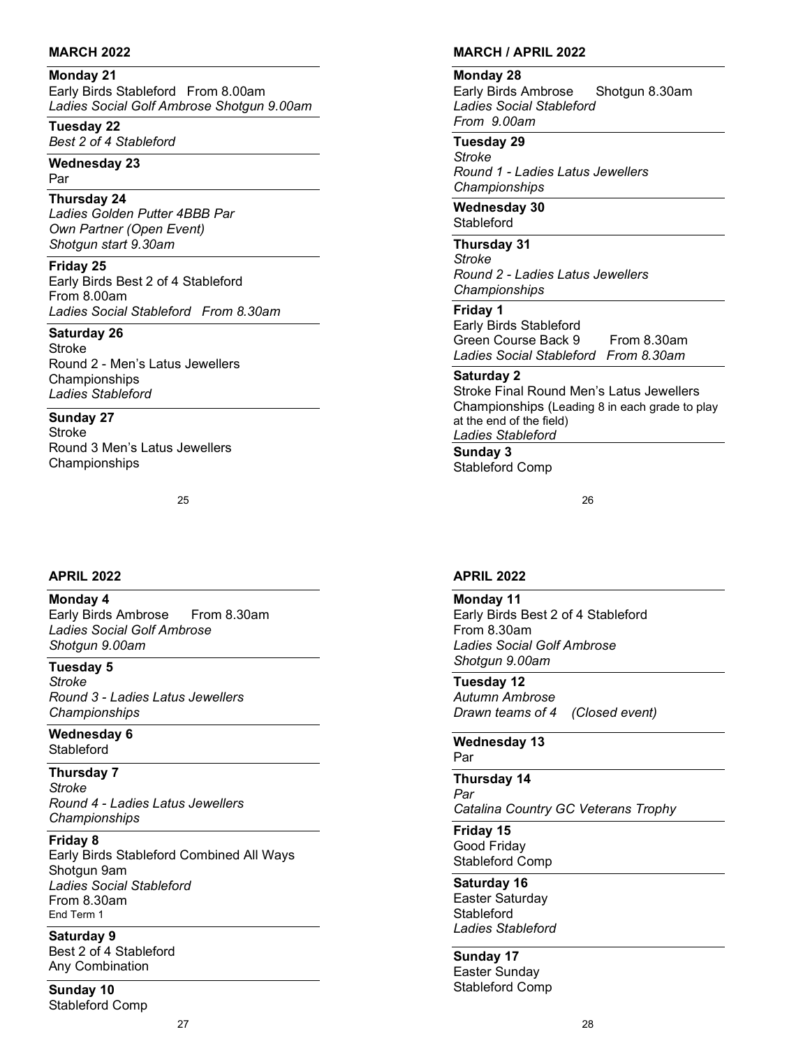## MARCH 2022

**Monday 21**
Early Birds Stableford From 8.00am
*Ladies Social Golf Ambrose Shotgun 9.00am*

**Tuesday 22**
*Best 2 of 4 Stableford*

**Wednesday 23**
Par

**Thursday 24**
*Ladies Golden Putter 4BBB Par*
*Own Partner (Open Event)*
*Shotgun start 9.30am*

**Friday 25**
Early Birds Best 2 of 4 Stableford
From 8.00am
*Ladies Social Stableford From 8.30am*

**Saturday 26**
Stroke
Round 2 - Men's Latus Jewellers Championships
*Ladies Stableford*

**Sunday 27**
Stroke
Round 3 Men's Latus Jewellers Championships

## MARCH / APRIL 2022

**Monday 28**
Early Birds Ambrose Shotgun 8.30am
*Ladies Social Stableford*
*From 9.00am*

**Tuesday 29**
*Stroke*
*Round 1 - Ladies Latus Jewellers Championships*

**Wednesday 30**
Stableford

**Thursday 31**
*Stroke*
*Round 2 - Ladies Latus Jewellers Championships*

**Friday 1**
Early Birds Stableford
Green Course Back 9 From 8.30am
*Ladies Social Stableford From 8.30am*

**Saturday 2**
Stroke Final Round Men's Latus Jewellers Championships (Leading 8 in each grade to play at the end of the field)
*Ladies Stableford*

**Sunday 3**
Stableford Comp

## APRIL 2022

**Monday 4**
Early Birds Ambrose From 8.30am
*Ladies Social Golf Ambrose*
*Shotgun 9.00am*

**Tuesday 5**
*Stroke*
*Round 3 - Ladies Latus Jewellers Championships*

**Wednesday 6**
Stableford

**Thursday 7**
*Stroke*
*Round 4 - Ladies Latus Jewellers Championships*

**Friday 8**
Early Birds Stableford Combined All Ways
Shotgun 9am
*Ladies Social Stableford*
From 8.30am
End Term 1

**Saturday 9**
Best 2 of 4 Stableford
Any Combination

**Sunday 10**
Stableford Comp

## APRIL 2022

**Monday 11**
Early Birds Best 2 of 4 Stableford
From 8.30am
*Ladies Social Golf Ambrose*
*Shotgun 9.00am*

**Tuesday 12**
*Autumn Ambrose*
*Drawn teams of 4 (Closed event)*

**Wednesday 13**
Par

**Thursday 14**
*Par*
*Catalina Country GC Veterans Trophy*

**Friday 15**
Good Friday
Stableford Comp

**Saturday 16**
Easter Saturday
Stableford
*Ladies Stableford*

**Sunday 17**
Easter Sunday
Stableford Comp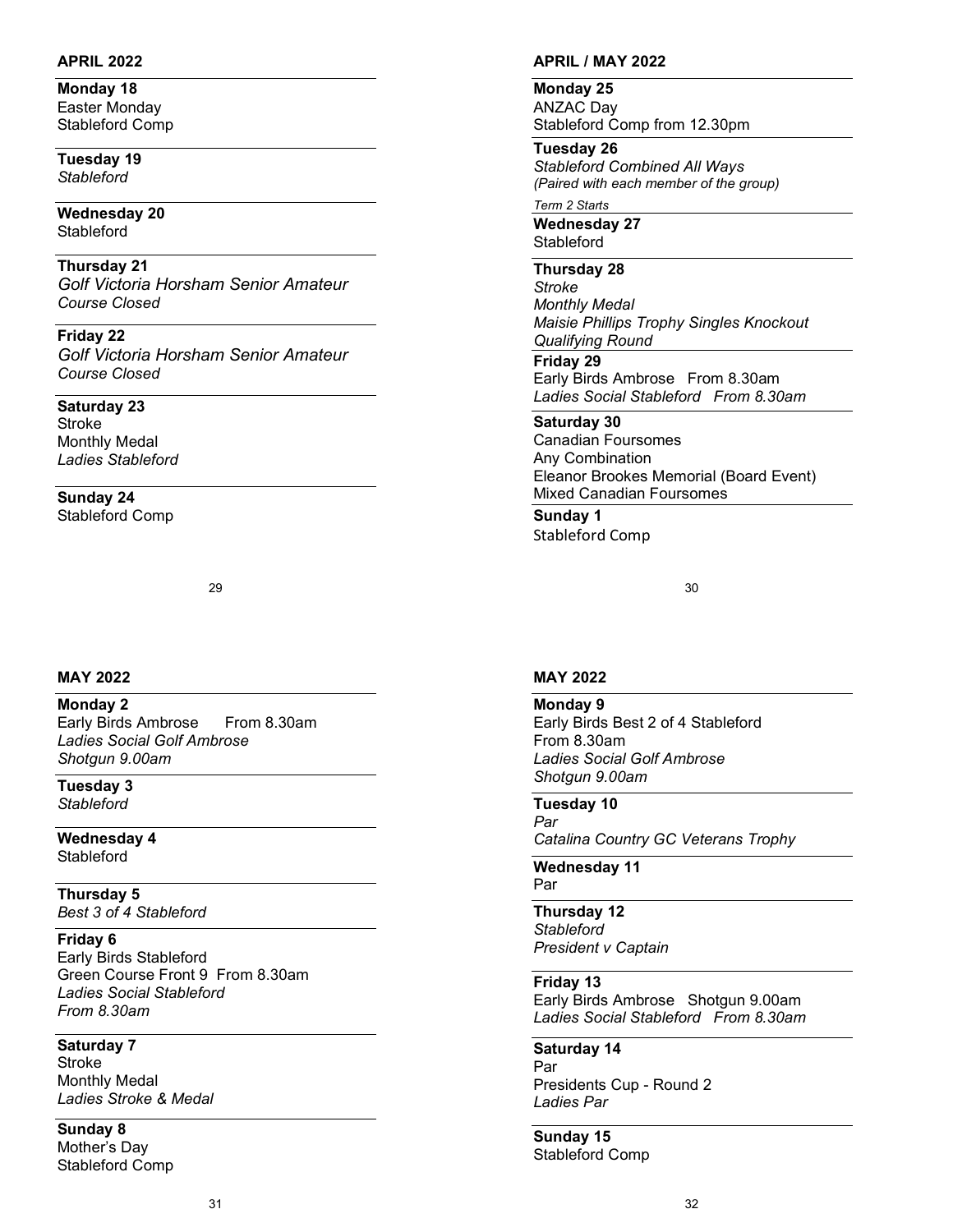## APRIL 2022

**Monday 18**
Easter Monday
Stableford Comp

**Tuesday 19**
*Stableford*

**Wednesday 20**
Stableford

**Thursday 21**
*Golf Victoria Horsham Senior Amateur*
*Course Closed*

**Friday 22**
*Golf Victoria Horsham Senior Amateur*
*Course Closed*

**Saturday 23**
Stroke
Monthly Medal
*Ladies Stableford*

**Sunday 24**
Stableford Comp

## APRIL / MAY 2022

**Monday 25**
ANZAC Day
Stableford Comp from 12.30pm

**Tuesday 26**
*Stableford Combined All Ways*
*(Paired with each member of the group)*

*Term 2 Starts*

**Wednesday 27**
Stableford

**Thursday 28**
*Stroke*
*Monthly Medal*
*Maisie Phillips Trophy Singles Knockout*
*Qualifying Round*

**Friday 29**
Early Birds Ambrose From 8.30am
*Ladies Social Stableford From 8.30am*

**Saturday 30**
Canadian Foursomes
Any Combination
Eleanor Brookes Memorial (Board Event)
Mixed Canadian Foursomes

**Sunday 1**
Stableford Comp

## MAY 2022

**Monday 2**
Early Birds Ambrose From 8.30am
*Ladies Social Golf Ambrose*
*Shotgun 9.00am*

**Tuesday 3**
*Stableford*

**Wednesday 4**
Stableford

**Thursday 5**
*Best 3 of 4 Stableford*

**Friday 6**
Early Birds Stableford
Green Course Front 9 From 8.30am
*Ladies Social Stableford*
*From 8.30am*

**Saturday 7**
Stroke
Monthly Medal
*Ladies Stroke & Medal*

**Sunday 8**
Mother's Day
Stableford Comp

## MAY 2022

**Monday 9**
Early Birds Best 2 of 4 Stableford
From 8.30am
*Ladies Social Golf Ambrose*
*Shotgun 9.00am*

**Tuesday 10**
*Par*
*Catalina Country GC Veterans Trophy*

**Wednesday 11**
Par

**Thursday 12**
*Stableford*
*President v Captain*

**Friday 13**
Early Birds Ambrose Shotgun 9.00am
*Ladies Social Stableford From 8.30am*

**Saturday 14**
Par
Presidents Cup - Round 2
*Ladies Par*

**Sunday 15**
Stableford Comp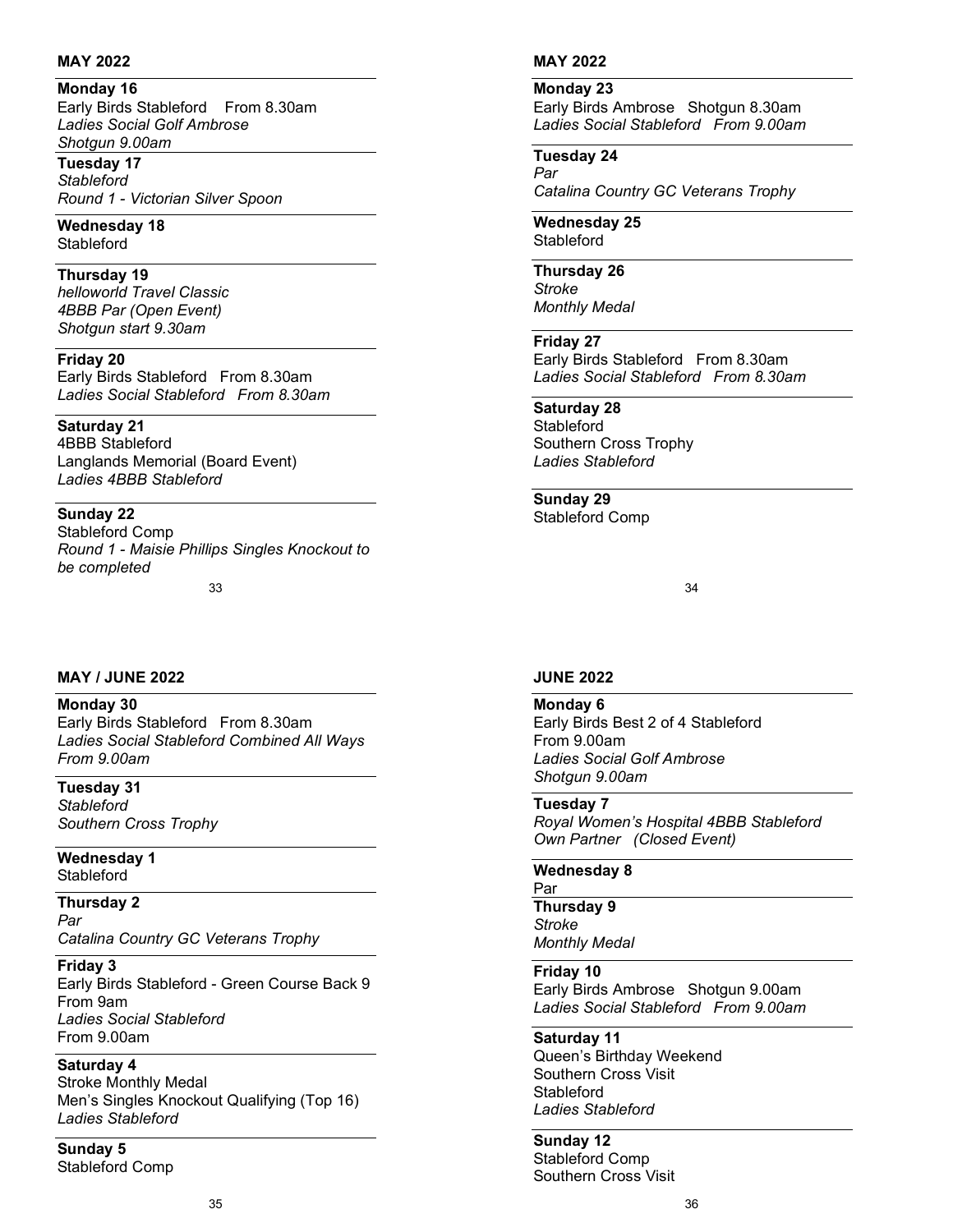## MAY 2022

**Monday 16**
Early Birds Stableford From 8.30am
*Ladies Social Golf Ambrose*
*Shotgun 9.00am*

**Tuesday 17**
*Stableford*
*Round 1 - Victorian Silver Spoon*

**Wednesday 18**
Stableford

**Thursday 19**
*helloworld Travel Classic*
*4BBB Par (Open Event)*
*Shotgun start 9.30am*

**Friday 20**
Early Birds Stableford From 8.30am
*Ladies Social Stableford From 8.30am*

**Saturday 21**
4BBB Stableford
Langlands Memorial (Board Event)
*Ladies 4BBB Stableford*

**Sunday 22**
Stableford Comp
*Round 1 - Maisie Phillips Singles Knockout to be completed*

## MAY 2022

**Monday 23**
Early Birds Ambrose Shotgun 8.30am
*Ladies Social Stableford From 9.00am*

**Tuesday 24**
*Par*
*Catalina Country GC Veterans Trophy*

**Wednesday 25**
Stableford

**Thursday 26**
*Stroke*
*Monthly Medal*

**Friday 27**
Early Birds Stableford From 8.30am
*Ladies Social Stableford From 8.30am*

**Saturday 28**
Stableford
Southern Cross Trophy
*Ladies Stableford*

**Sunday 29**
Stableford Comp

## MAY / JUNE 2022

**Monday 30**
Early Birds Stableford From 8.30am
*Ladies Social Stableford Combined All Ways*
*From 9.00am*

**Tuesday 31**
*Stableford*
*Southern Cross Trophy*

**Wednesday 1**
Stableford

**Thursday 2**
*Par*
*Catalina Country GC Veterans Trophy*

**Friday 3**
Early Birds Stableford - Green Course Back 9
From 9am
*Ladies Social Stableford*
From 9.00am

**Saturday 4**
Stroke Monthly Medal
Men's Singles Knockout Qualifying (Top 16)
*Ladies Stableford*

**Sunday 5**
Stableford Comp

## JUNE 2022

**Monday 6**
Early Birds Best 2 of 4 Stableford
From 9.00am
*Ladies Social Golf Ambrose*
*Shotgun 9.00am*

**Tuesday 7**
*Royal Women's Hospital 4BBB Stableford*
*Own Partner (Closed Event)*

**Wednesday 8**
Par

**Thursday 9**
*Stroke*
*Monthly Medal*

**Friday 10**
Early Birds Ambrose Shotgun 9.00am
*Ladies Social Stableford From 9.00am*

**Saturday 11**
Queen's Birthday Weekend
Southern Cross Visit
Stableford
*Ladies Stableford*

**Sunday 12**
Stableford Comp
Southern Cross Visit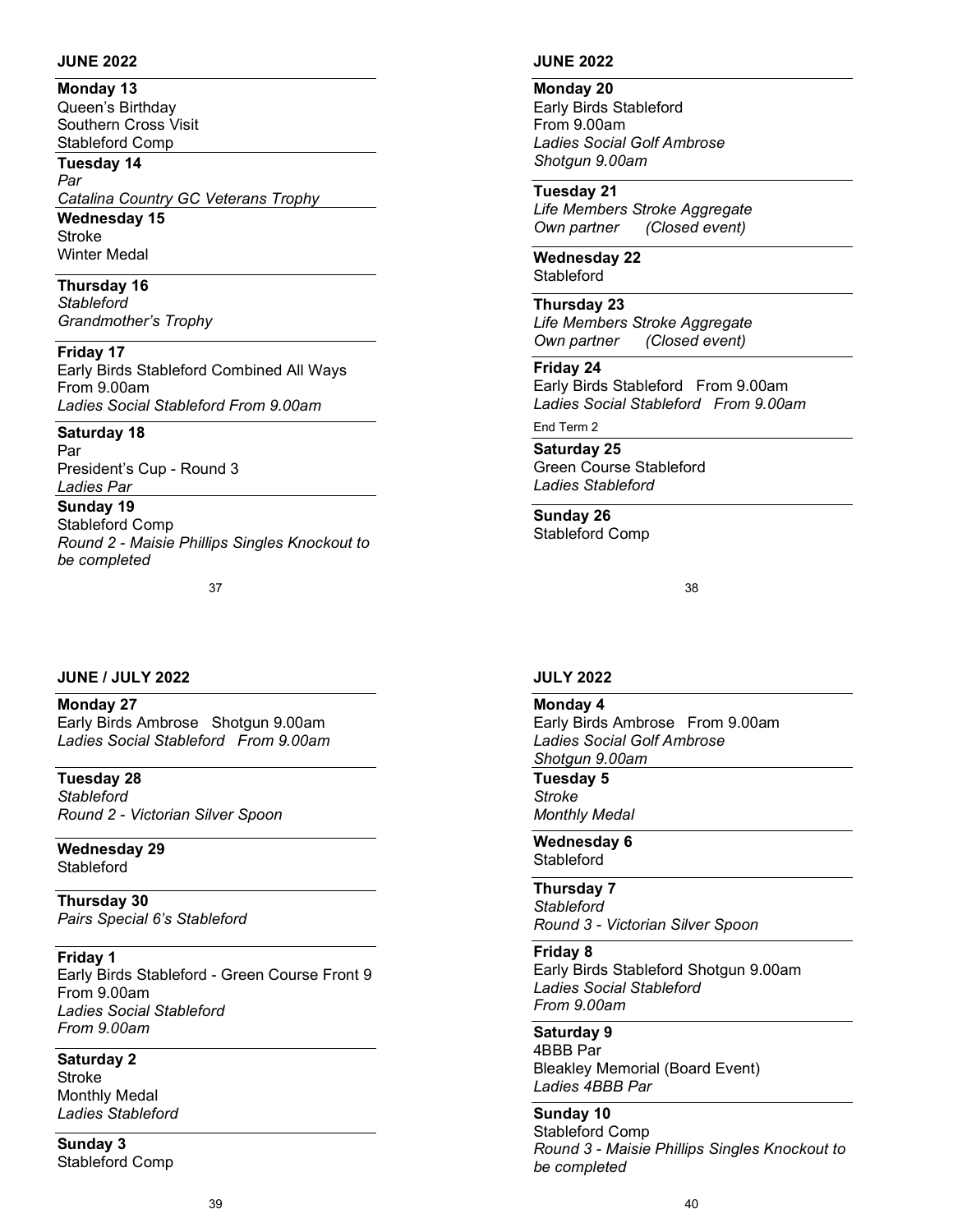## JUNE 2022

**Monday 13**
Queen's Birthday
Southern Cross Visit
Stableford Comp

**Tuesday 14**
*Par*
*Catalina Country GC Veterans Trophy*

**Wednesday 15**
Stroke
Winter Medal

**Thursday 16**
*Stableford*
*Grandmother's Trophy*

**Friday 17**
Early Birds Stableford Combined All Ways
From 9.00am
*Ladies Social Stableford From 9.00am*

**Saturday 18**
Par
President's Cup - Round 3
*Ladies Par*

**Sunday 19**
Stableford Comp
*Round 2 - Maisie Phillips Singles Knockout to be completed*

## JUNE 2022

**Monday 20**
Early Birds Stableford
From 9.00am
*Ladies Social Golf Ambrose*
*Shotgun 9.00am*

**Tuesday 21**
*Life Members Stroke Aggregate*
*Own partner (Closed event)*

**Wednesday 22**
Stableford

**Thursday 23**
*Life Members Stroke Aggregate*
*Own partner (Closed event)*

**Friday 24**
Early Birds Stableford From 9.00am
*Ladies Social Stableford From 9.00am*

End Term 2

**Saturday 25**
Green Course Stableford
*Ladies Stableford*

**Sunday 26**
Stableford Comp

## JUNE / JULY 2022

**Monday 27**
Early Birds Ambrose Shotgun 9.00am
*Ladies Social Stableford From 9.00am*

**Tuesday 28**
*Stableford*
*Round 2 - Victorian Silver Spoon*

**Wednesday 29**
Stableford

**Thursday 30**
*Pairs Special 6's Stableford*

**Friday 1**
Early Birds Stableford - Green Course Front 9
From 9.00am
*Ladies Social Stableford*
*From 9.00am*

**Saturday 2**
Stroke
Monthly Medal
*Ladies Stableford*

**Sunday 3**
Stableford Comp

## JULY 2022

**Monday 4**
Early Birds Ambrose From 9.00am
*Ladies Social Golf Ambrose*
*Shotgun 9.00am*

**Tuesday 5**
*Stroke*
*Monthly Medal*

**Wednesday 6**
Stableford

**Thursday 7**
*Stableford*
*Round 3 - Victorian Silver Spoon*

**Friday 8**
Early Birds Stableford Shotgun 9.00am
*Ladies Social Stableford*
*From 9.00am*

**Saturday 9**
4BBB Par
Bleakley Memorial (Board Event)
*Ladies 4BBB Par*

**Sunday 10**
Stableford Comp
*Round 3 - Maisie Phillips Singles Knockout to be completed*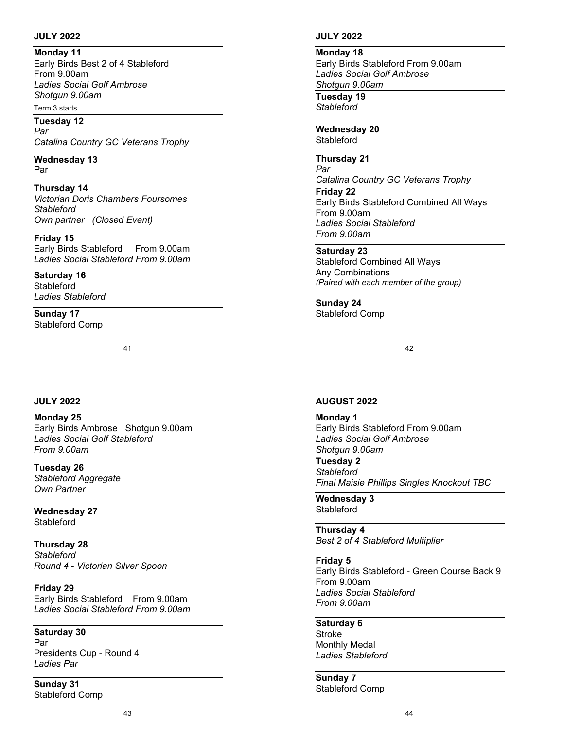## JULY 2022

**Monday 11**
Early Birds Best 2 of 4 Stableford
From 9.00am
*Ladies Social Golf Ambrose*
*Shotgun 9.00am*
Term 3 starts

**Tuesday 12**
*Par*
*Catalina Country GC Veterans Trophy*

**Wednesday 13**
Par

**Thursday 14**
*Victorian Doris Chambers Foursomes*
*Stableford*
*Own partner (Closed Event)*

**Friday 15**
Early Birds Stableford From 9.00am
*Ladies Social Stableford From 9.00am*

**Saturday 16**
Stableford
*Ladies Stableford*

**Sunday 17**
Stableford Comp

## JULY 2022

**Monday 18**
Early Birds Stableford From 9.00am
*Ladies Social Golf Ambrose*
*Shotgun 9.00am*

**Tuesday 19**
*Stableford*

**Wednesday 20**
Stableford

**Thursday 21**
*Par*
*Catalina Country GC Veterans Trophy*

**Friday 22**
Early Birds Stableford Combined All Ways
From 9.00am
*Ladies Social Stableford*
*From 9.00am*

**Saturday 23**
Stableford Combined All Ways
Any Combinations
*(Paired with each member of the group)*

**Sunday 24**
Stableford Comp

## JULY 2022

**Monday 25**
Early Birds Ambrose Shotgun 9.00am
*Ladies Social Golf Stableford*
*From 9.00am*

**Tuesday 26**
*Stableford Aggregate*
*Own Partner*

**Wednesday 27**
Stableford

**Thursday 28**
*Stableford*
*Round 4 - Victorian Silver Spoon*

**Friday 29**
Early Birds Stableford From 9.00am
*Ladies Social Stableford From 9.00am*

**Saturday 30**
Par
Presidents Cup - Round 4
*Ladies Par*

**Sunday 31**
Stableford Comp

## AUGUST 2022

**Monday 1**
Early Birds Stableford From 9.00am
*Ladies Social Golf Ambrose*
*Shotgun 9.00am*

**Tuesday 2**
*Stableford*
*Final Maisie Phillips Singles Knockout TBC*

**Wednesday 3**
Stableford

**Thursday 4**
*Best 2 of 4 Stableford Multiplier*

**Friday 5**
Early Birds Stableford - Green Course Back 9
From 9.00am
*Ladies Social Stableford*
*From 9.00am*

**Saturday 6**
Stroke
Monthly Medal
*Ladies Stableford*

**Sunday 7**
Stableford Comp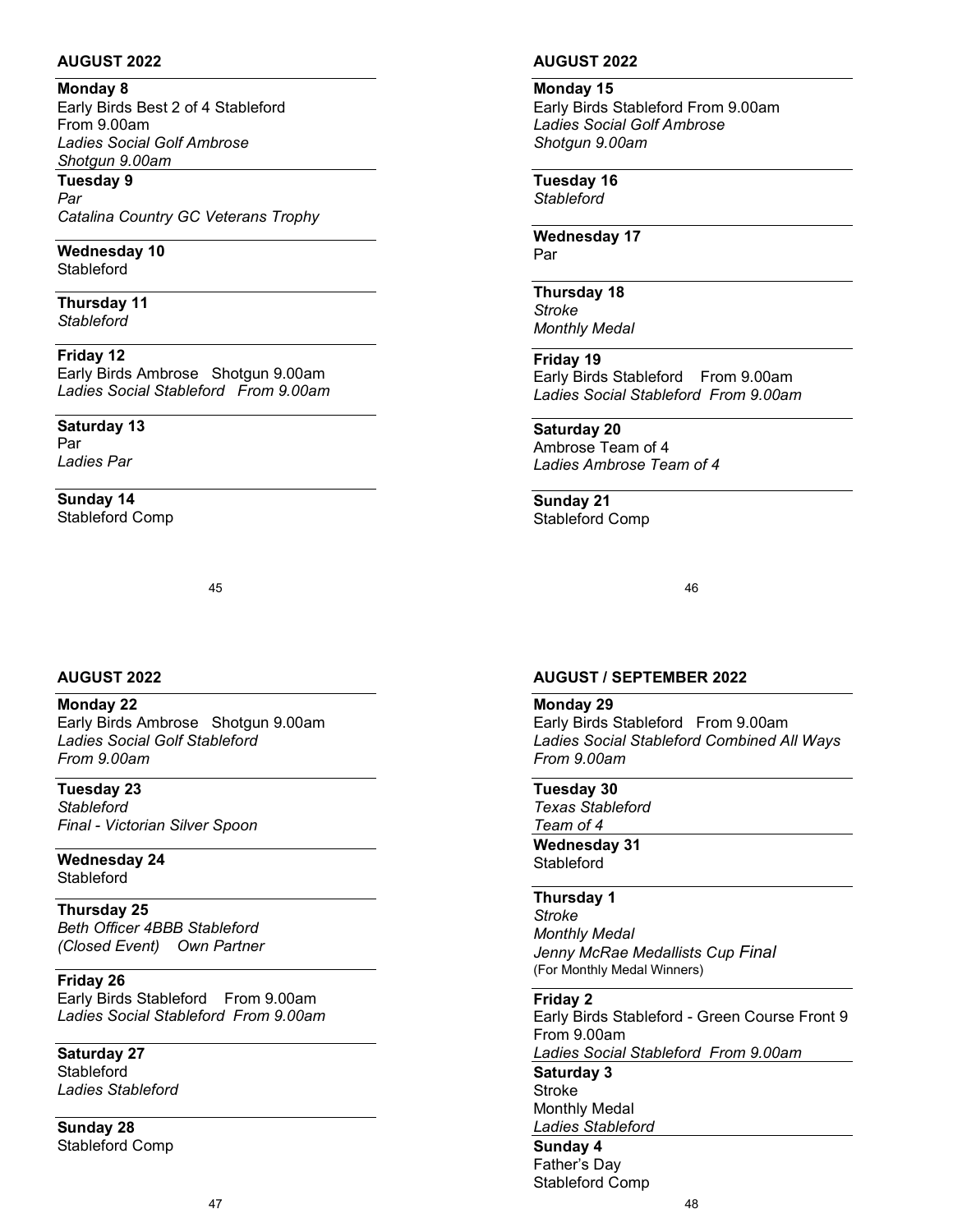## AUGUST 2022

**Monday 8**
Early Birds Best 2 of 4 Stableford
From 9.00am
*Ladies Social Golf Ambrose*
*Shotgun 9.00am*

**Tuesday 9**
*Par*
*Catalina Country GC Veterans Trophy*

**Wednesday 10**
Stableford

**Thursday 11**
*Stableford*

**Friday 12**
Early Birds Ambrose Shotgun 9.00am
*Ladies Social Stableford From 9.00am*

**Saturday 13**
Par
*Ladies Par*

**Sunday 14**
Stableford Comp

## AUGUST 2022

**Monday 15**
Early Birds Stableford From 9.00am
*Ladies Social Golf Ambrose*
*Shotgun 9.00am*

**Tuesday 16**
*Stableford*

**Wednesday 17**
Par

**Thursday 18**
*Stroke*
*Monthly Medal*

**Friday 19**
Early Birds Stableford From 9.00am
*Ladies Social Stableford From 9.00am*

**Saturday 20**
Ambrose Team of 4
*Ladies Ambrose Team of 4*

**Sunday 21**
Stableford Comp

## AUGUST 2022

**Monday 22**
Early Birds Ambrose Shotgun 9.00am
*Ladies Social Golf Stableford*
*From 9.00am*

**Tuesday 23**
*Stableford*
*Final - Victorian Silver Spoon*

**Wednesday 24**
Stableford

**Thursday 25**
*Beth Officer 4BBB Stableford*
*(Closed Event) Own Partner*

**Friday 26**
Early Birds Stableford From 9.00am
*Ladies Social Stableford From 9.00am*

**Saturday 27**
Stableford
*Ladies Stableford*

**Sunday 28**
Stableford Comp

## AUGUST / SEPTEMBER 2022

**Monday 29**
Early Birds Stableford From 9.00am
*Ladies Social Stableford Combined All Ways*
*From 9.00am*

**Tuesday 30**
*Texas Stableford*
*Team of 4*

**Wednesday 31**
Stableford

**Thursday 1**
*Stroke*
*Monthly Medal*
*Jenny McRae Medallists Cup Final*
(For Monthly Medal Winners)

**Friday 2**
Early Birds Stableford - Green Course Front 9
From 9.00am
*Ladies Social Stableford From 9.00am*

**Saturday 3**
Stroke
Monthly Medal
*Ladies Stableford*

**Sunday 4**
Father's Day
Stableford Comp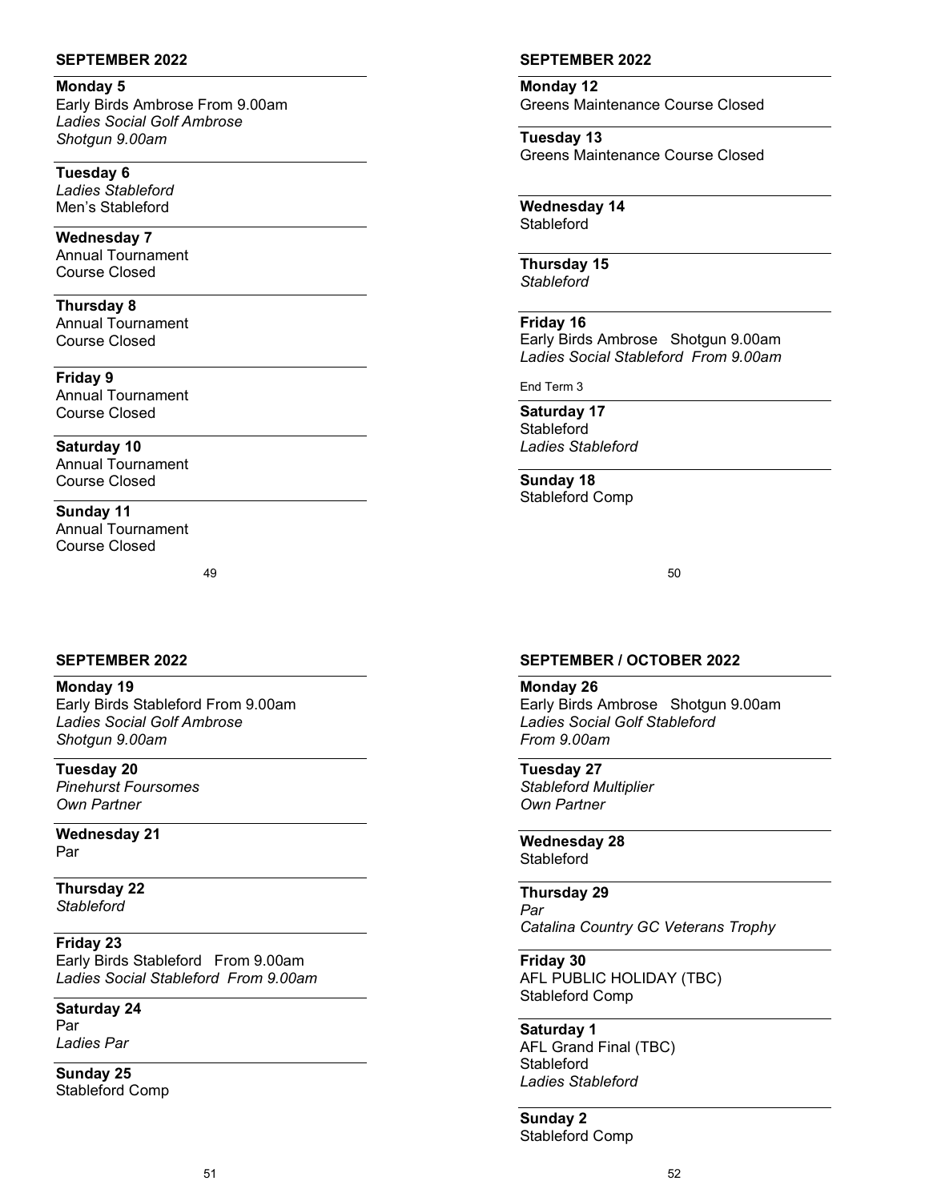## SEPTEMBER 2022

**Monday 5**
Early Birds Ambrose From 9.00am
*Ladies Social Golf Ambrose*
*Shotgun 9.00am*

**Tuesday 6**
*Ladies Stableford*
Men's Stableford

**Wednesday 7**
Annual Tournament
Course Closed

**Thursday 8**
Annual Tournament
Course Closed

**Friday 9**
Annual Tournament
Course Closed

**Saturday 10**
Annual Tournament
Course Closed

**Sunday 11**
Annual Tournament
Course Closed

## SEPTEMBER 2022

**Monday 12**
Greens Maintenance Course Closed

**Tuesday 13**
Greens Maintenance Course Closed

**Wednesday 14**
Stableford

**Thursday 15**
*Stableford*

**Friday 16**
Early Birds Ambrose Shotgun 9.00am
*Ladies Social Stableford From 9.00am*

End Term 3

**Saturday 17**
Stableford
*Ladies Stableford*

**Sunday 18**
Stableford Comp

## SEPTEMBER 2022

**Monday 19**
Early Birds Stableford From 9.00am
*Ladies Social Golf Ambrose*
*Shotgun 9.00am*

**Tuesday 20**
*Pinehurst Foursomes*
*Own Partner*

**Wednesday 21**
Par

**Thursday 22**
*Stableford*

**Friday 23**
Early Birds Stableford From 9.00am
*Ladies Social Stableford From 9.00am*

**Saturday 24**
Par
*Ladies Par*

**Sunday 25**
Stableford Comp

## SEPTEMBER / OCTOBER 2022

**Monday 26**
Early Birds Ambrose Shotgun 9.00am
*Ladies Social Golf Stableford*
*From 9.00am*

**Tuesday 27**
*Stableford Multiplier*
*Own Partner*

**Wednesday 28**
Stableford

**Thursday 29**
*Par*
*Catalina Country GC Veterans Trophy*

**Friday 30**
AFL PUBLIC HOLIDAY (TBC)
Stableford Comp

**Saturday 1**
AFL Grand Final (TBC)
Stableford
*Ladies Stableford*

**Sunday 2**
Stableford Comp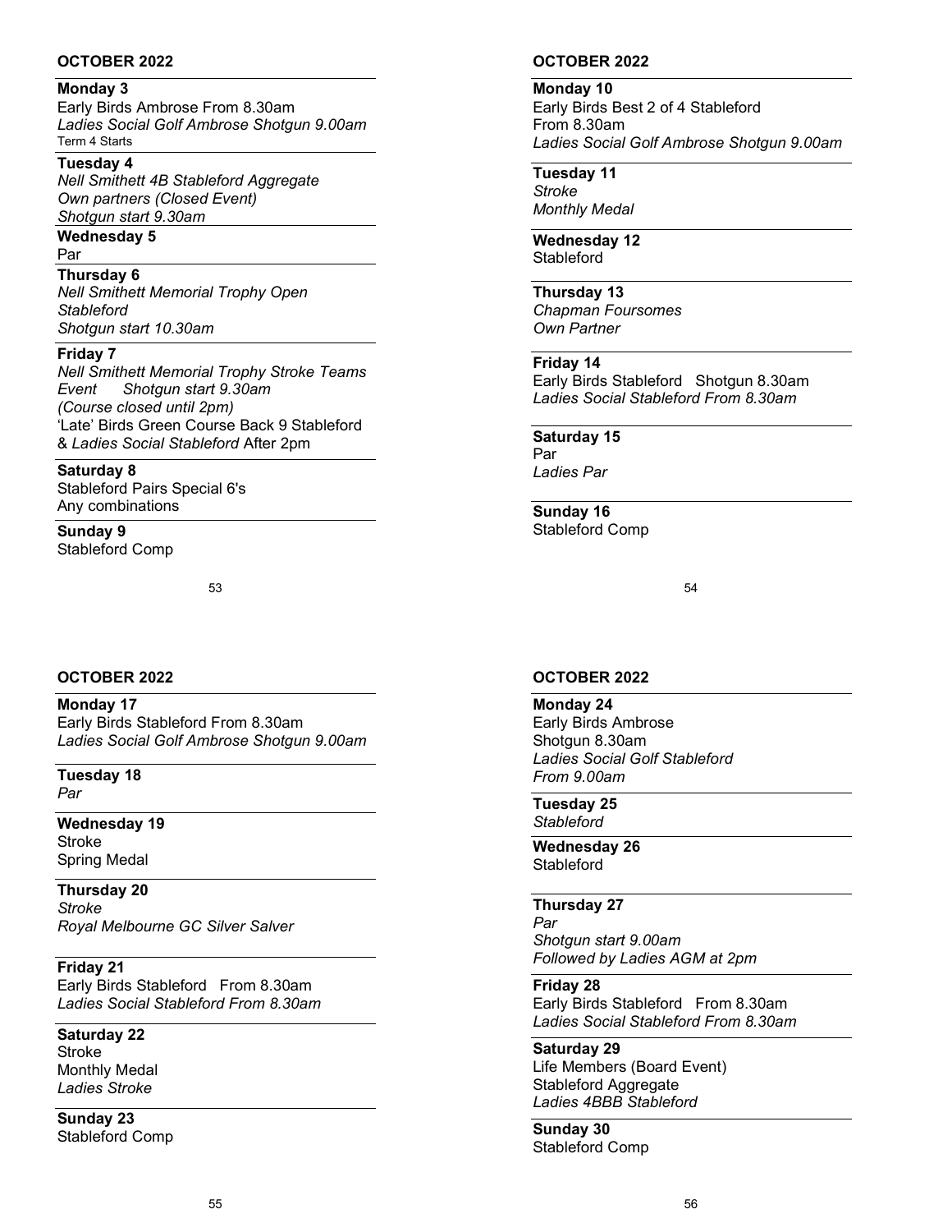## OCTOBER 2022

**Monday 3**
Early Birds Ambrose From 8.30am
*Ladies Social Golf Ambrose Shotgun 9.00am*
Term 4 Starts

**Tuesday 4**
*Nell Smithett 4B Stableford Aggregate*
*Own partners (Closed Event)*
*Shotgun start 9.30am*

**Wednesday 5**
Par

**Thursday 6**
*Nell Smithett Memorial Trophy Open*
*Stableford*
*Shotgun start 10.30am*

**Friday 7**
*Nell Smithett Memorial Trophy Stroke Teams Event Shotgun start 9.30am*
*(Course closed until 2pm)*
'Late' Birds Green Course Back 9 Stableford & *Ladies Social Stableford* After 2pm

**Saturday 8**
Stableford Pairs Special 6's
Any combinations

**Sunday 9**
Stableford Comp

## OCTOBER 2022

**Monday 10**
Early Birds Best 2 of 4 Stableford
From 8.30am
*Ladies Social Golf Ambrose Shotgun 9.00am*

**Tuesday 11**
*Stroke*
*Monthly Medal*

**Wednesday 12**
Stableford

**Thursday 13**
*Chapman Foursomes*
*Own Partner*

**Friday 14**
Early Birds Stableford Shotgun 8.30am
*Ladies Social Stableford From 8.30am*

**Saturday 15**
Par
*Ladies Par*

**Sunday 16**
Stableford Comp

## OCTOBER 2022

**Monday 17**
Early Birds Stableford From 8.30am
*Ladies Social Golf Ambrose Shotgun 9.00am*

**Tuesday 18**
*Par*

**Wednesday 19**
Stroke
Spring Medal

**Thursday 20**
*Stroke*
*Royal Melbourne GC Silver Salver*

**Friday 21**
Early Birds Stableford From 8.30am
*Ladies Social Stableford From 8.30am*

**Saturday 22**
Stroke
Monthly Medal
*Ladies Stroke*

**Sunday 23**
Stableford Comp

## OCTOBER 2022

**Monday 24**
Early Birds Ambrose
Shotgun 8.30am
*Ladies Social Golf Stableford*
*From 9.00am*

**Tuesday 25**
*Stableford*

**Wednesday 26**
Stableford

**Thursday 27**
*Par*
*Shotgun start 9.00am*
*Followed by Ladies AGM at 2pm*

**Friday 28**
Early Birds Stableford From 8.30am
*Ladies Social Stableford From 8.30am*

**Saturday 29**
Life Members (Board Event)
Stableford Aggregate
*Ladies 4BBB Stableford*

**Sunday 30**
Stableford Comp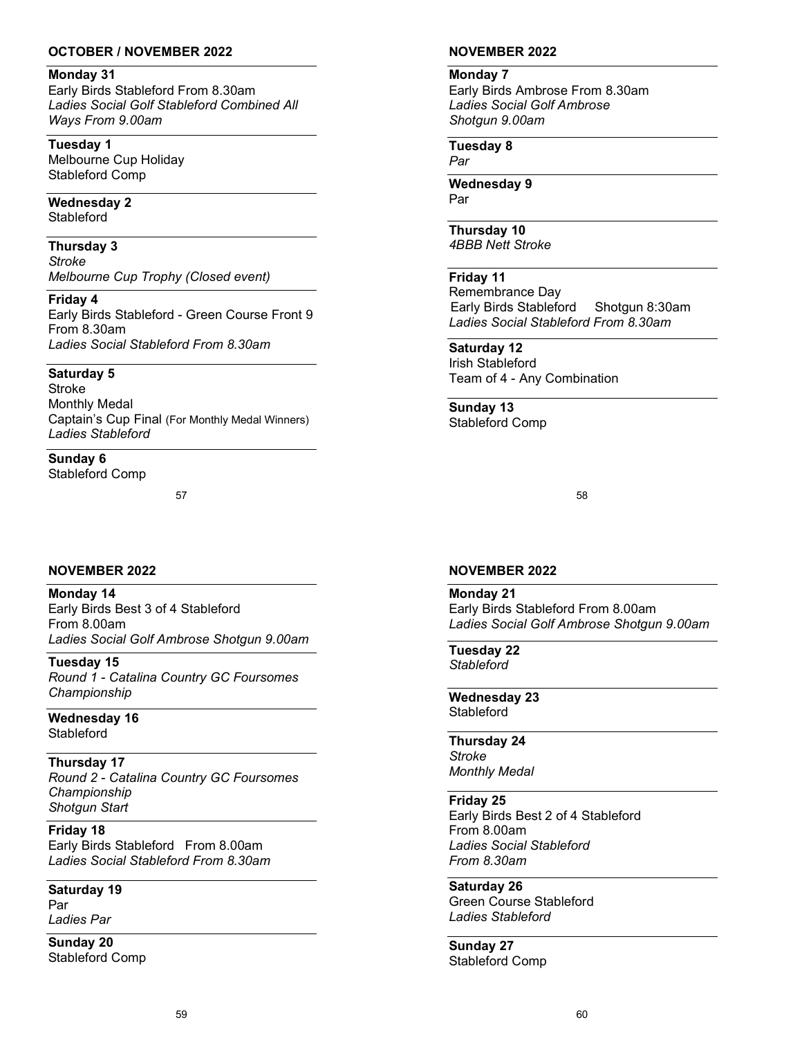## OCTOBER / NOVEMBER 2022

**Monday 31**
Early Birds Stableford From 8.30am
*Ladies Social Golf Stableford Combined All Ways From 9.00am*

**Tuesday 1**
Melbourne Cup Holiday
Stableford Comp

**Wednesday 2**
Stableford

**Thursday 3**
*Stroke*
*Melbourne Cup Trophy (Closed event)*

**Friday 4**
Early Birds Stableford - Green Course Front 9 From 8.30am
*Ladies Social Stableford From 8.30am*

**Saturday 5**
Stroke
Monthly Medal
Captain's Cup Final (For Monthly Medal Winners)
*Ladies Stableford*

**Sunday 6**
Stableford Comp

## NOVEMBER 2022

**Monday 7**
Early Birds Ambrose From 8.30am
*Ladies Social Golf Ambrose*
*Shotgun 9.00am*

**Tuesday 8**
*Par*

**Wednesday 9**
Par

**Thursday 10**
*4BBB Nett Stroke*

**Friday 11**
Remembrance Day
Early Birds Stableford Shotgun 8:30am
*Ladies Social Stableford From 8.30am*

**Saturday 12**
Irish Stableford
Team of 4 - Any Combination

**Sunday 13**
Stableford Comp

## NOVEMBER 2022

**Monday 14**
Early Birds Best 3 of 4 Stableford
From 8.00am
*Ladies Social Golf Ambrose Shotgun 9.00am*

**Tuesday 15**
*Round 1 - Catalina Country GC Foursomes Championship*

**Wednesday 16**
Stableford

**Thursday 17**
*Round 2 - Catalina Country GC Foursomes Championship*
*Shotgun Start*

**Friday 18**
Early Birds Stableford From 8.00am
*Ladies Social Stableford From 8.30am*

**Saturday 19**
Par
*Ladies Par*

**Sunday 20**
Stableford Comp

## NOVEMBER 2022

**Monday 21**
Early Birds Stableford From 8.00am
*Ladies Social Golf Ambrose Shotgun 9.00am*

**Tuesday 22**
*Stableford*

**Wednesday 23**
Stableford

**Thursday 24**
*Stroke*
*Monthly Medal*

**Friday 25**
Early Birds Best 2 of 4 Stableford
From 8.00am
*Ladies Social Stableford*
*From 8.30am*

**Saturday 26**
Green Course Stableford
*Ladies Stableford*

**Sunday 27**
Stableford Comp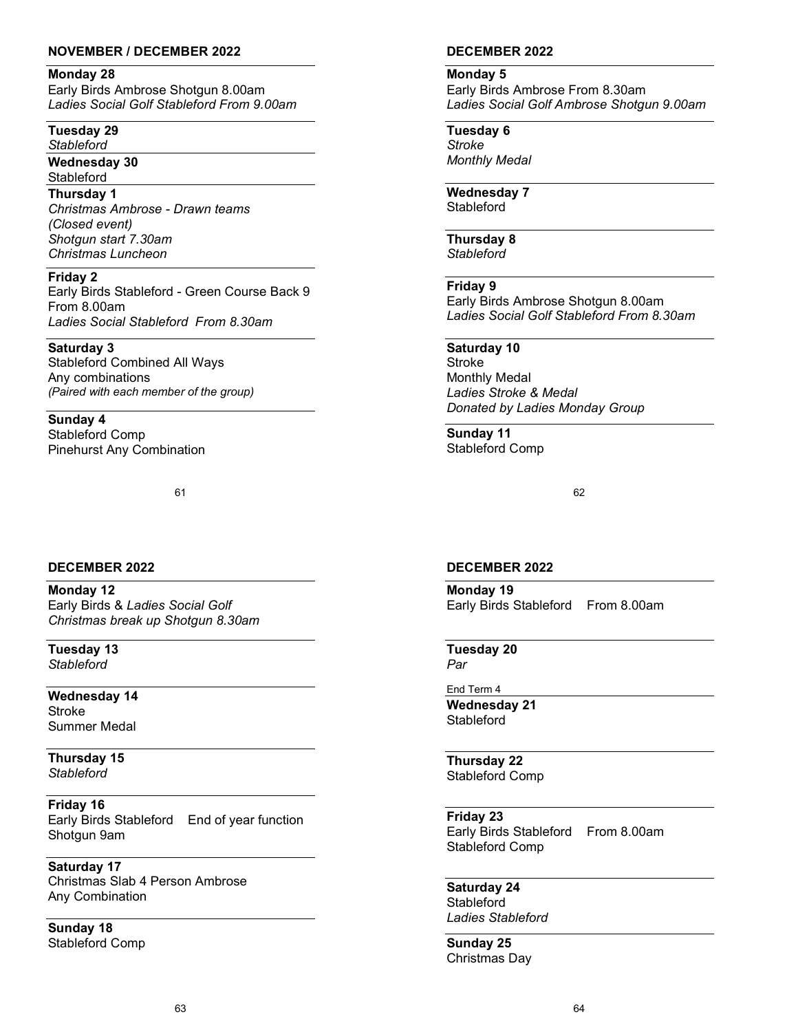## NOVEMBER / DECEMBER 2022

**Monday 28**
Early Birds Ambrose Shotgun 8.00am
*Ladies Social Golf Stableford From 9.00am*

**Tuesday 29**
*Stableford*

**Wednesday 30**
Stableford

**Thursday 1**
*Christmas Ambrose - Drawn teams*
*(Closed event)*
*Shotgun start 7.30am*
*Christmas Luncheon*

**Friday 2**
Early Birds Stableford - Green Course Back 9
From 8.00am
*Ladies Social Stableford From 8.30am*

**Saturday 3**
Stableford Combined All Ways
Any combinations
*(Paired with each member of the group)*

**Sunday 4**
Stableford Comp
Pinehurst Any Combination

## DECEMBER 2022

**Monday 5**
Early Birds Ambrose From 8.30am
*Ladies Social Golf Ambrose Shotgun 9.00am*

**Tuesday 6**
*Stroke*
*Monthly Medal*

**Wednesday 7**
Stableford

**Thursday 8**
*Stableford*

**Friday 9**
Early Birds Ambrose Shotgun 8.00am
*Ladies Social Golf Stableford From 8.30am*

**Saturday 10**
Stroke
Monthly Medal
*Ladies Stroke & Medal*
*Donated by Ladies Monday Group*

**Sunday 11**
Stableford Comp

## DECEMBER 2022

**Monday 12**
Early Birds & *Ladies Social Golf*
*Christmas break up Shotgun 8.30am*

**Tuesday 13**
*Stableford*

**Wednesday 14**
Stroke
Summer Medal

**Thursday 15**
*Stableford*

**Friday 16**
Early Birds Stableford End of year function
Shotgun 9am

**Saturday 17**
Christmas Slab 4 Person Ambrose
Any Combination

**Sunday 18**
Stableford Comp

## DECEMBER 2022

**Monday 19**
Early Birds Stableford From 8.00am

**Tuesday 20**
*Par*

End Term 4

**Wednesday 21**
Stableford

**Thursday 22**
Stableford Comp

**Friday 23**
Early Birds Stableford From 8.00am
Stableford Comp

**Saturday 24**
Stableford
*Ladies Stableford*

**Sunday 25**
Christmas Day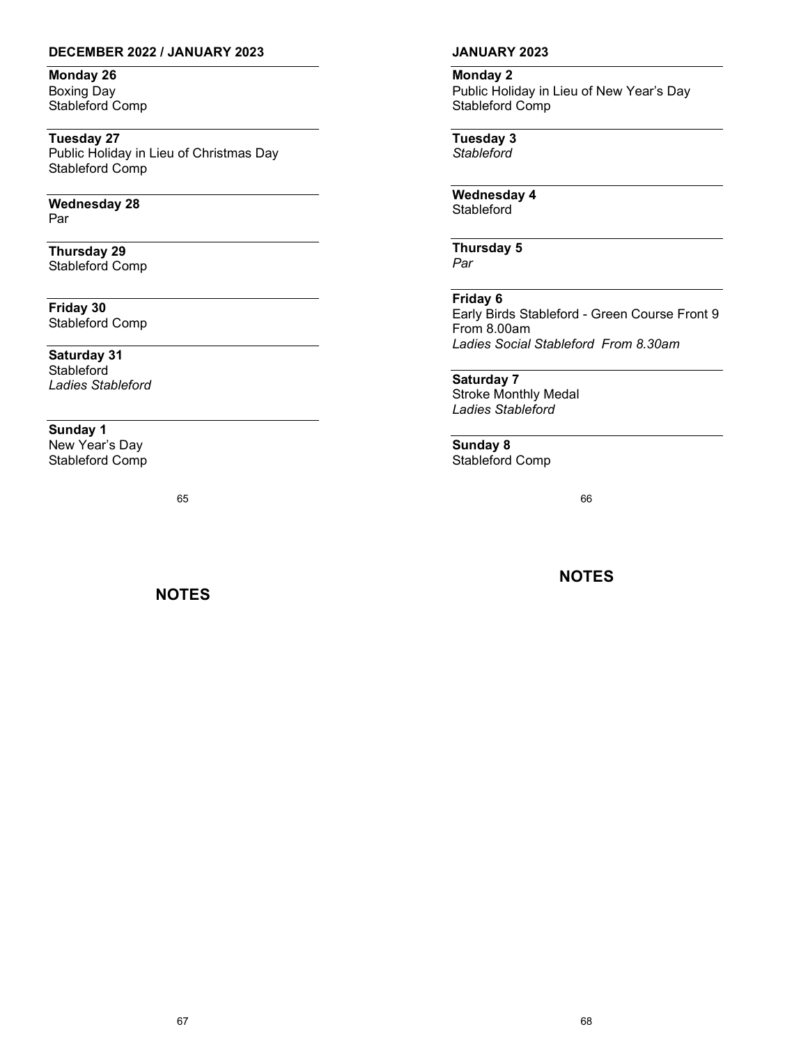## DECEMBER 2022 / JANUARY 2023

**Monday 26**
Boxing Day
Stableford Comp

**Tuesday 27**
Public Holiday in Lieu of Christmas Day
Stableford Comp

**Wednesday 28**
Par

**Thursday 29**
Stableford Comp

**Friday 30**
Stableford Comp

**Saturday 31**
Stableford
*Ladies Stableford*

**Sunday 1**
New Year's Day
Stableford Comp

## JANUARY 2023

**Monday 2**
Public Holiday in Lieu of New Year's Day
Stableford Comp

**Tuesday 3**
*Stableford*

**Wednesday 4**
Stableford

**Thursday 5**
*Par*

**Friday 6**
Early Birds Stableford - Green Course Front 9
From 8.00am
*Ladies Social Stableford From 8.30am*

**Saturday 7**
Stroke Monthly Medal
*Ladies Stableford*

**Sunday 8**
Stableford Comp

## NOTES

## NOTES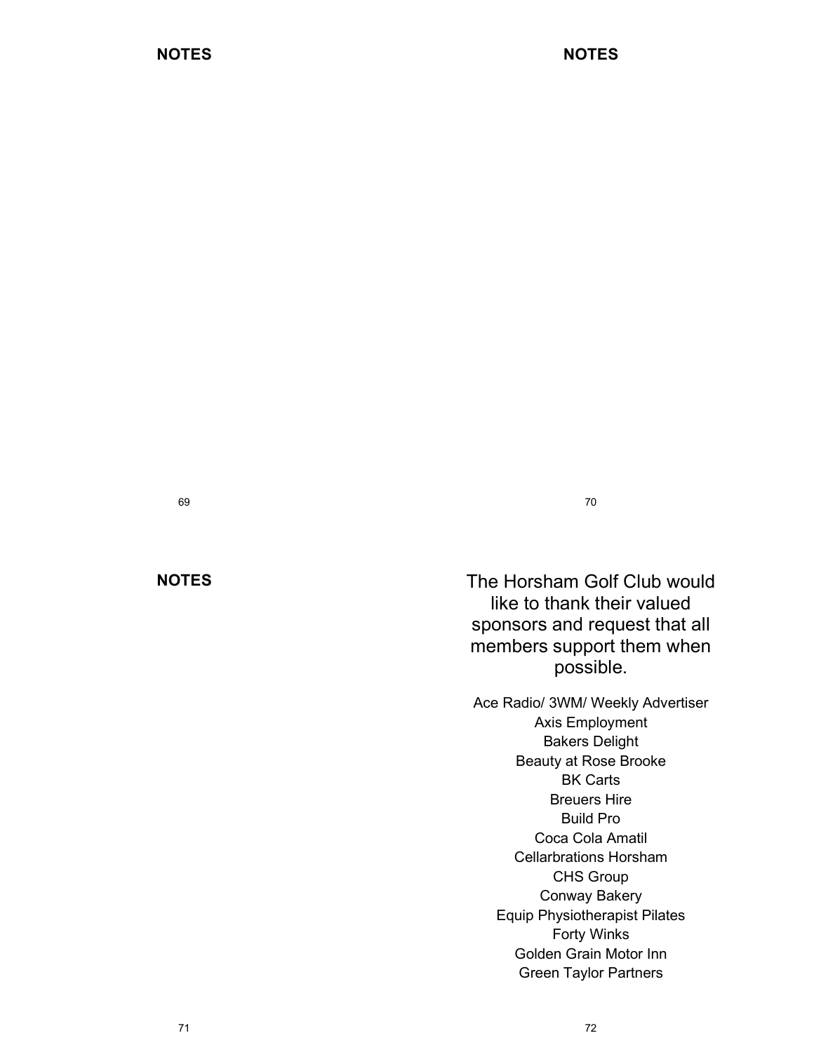**NOTES**

**NOTES**

**NOTES**

The Horsham Golf Club would like to thank their valued sponsors and request that all members support them when possible.

Ace Radio/ 3WM/ Weekly Advertiser
Axis Employment
Bakers Delight
Beauty at Rose Brooke
BK Carts
Breuers Hire
Build Pro
Coca Cola Amatil
Cellarbrations Horsham
CHS Group
Conway Bakery
Equip Physiotherapist Pilates
Forty Winks
Golden Grain Motor Inn
Green Taylor Partners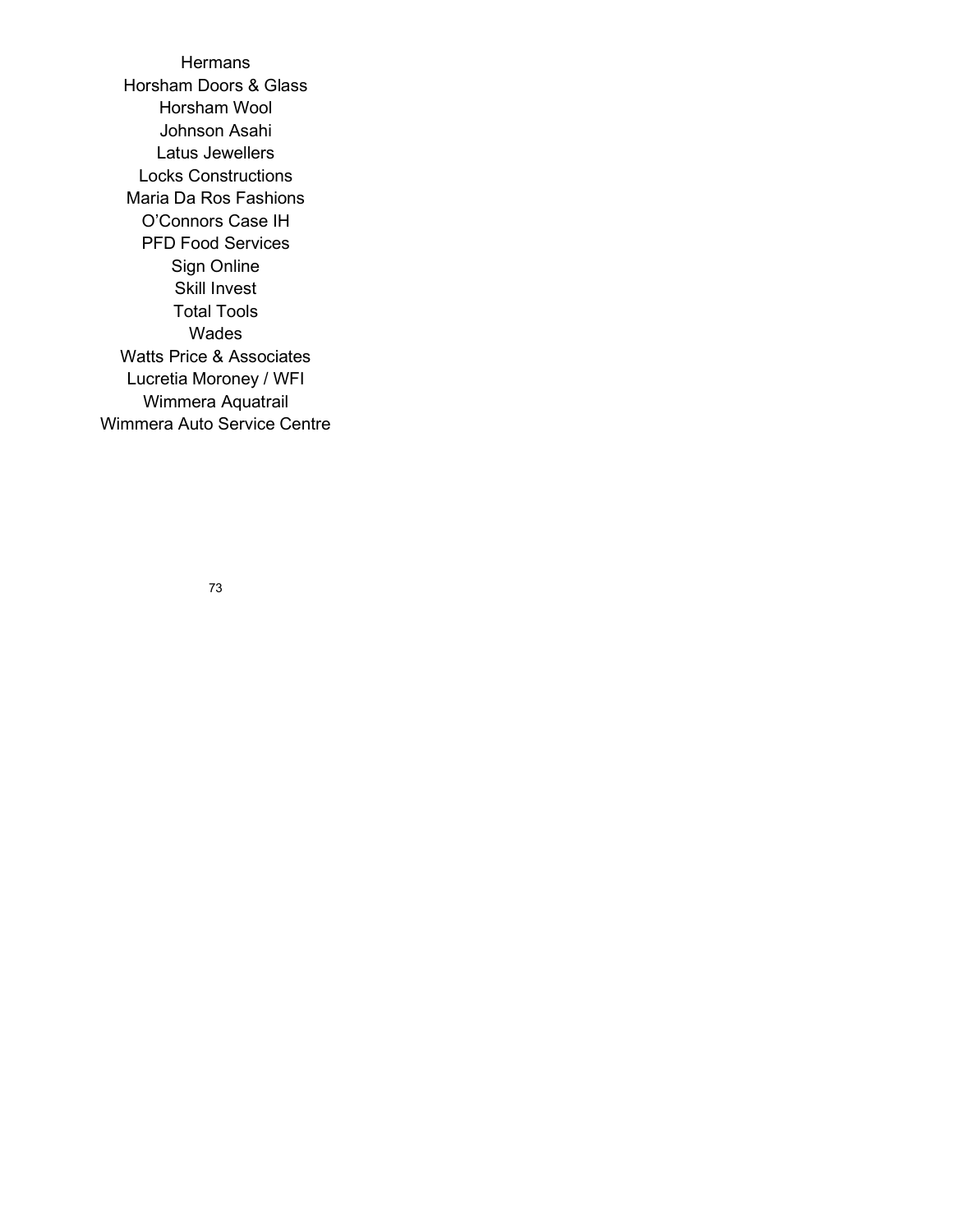Hermans
Horsham Doors & Glass
Horsham Wool
Johnson Asahi
Latus Jewellers
Locks Constructions
Maria Da Ros Fashions
O'Connors Case IH
PFD Food Services
Sign Online
Skill Invest
Total Tools
Wades
Watts Price & Associates
Lucretia Moroney / WFI
Wimmera Aquatrail
Wimmera Auto Service Centre